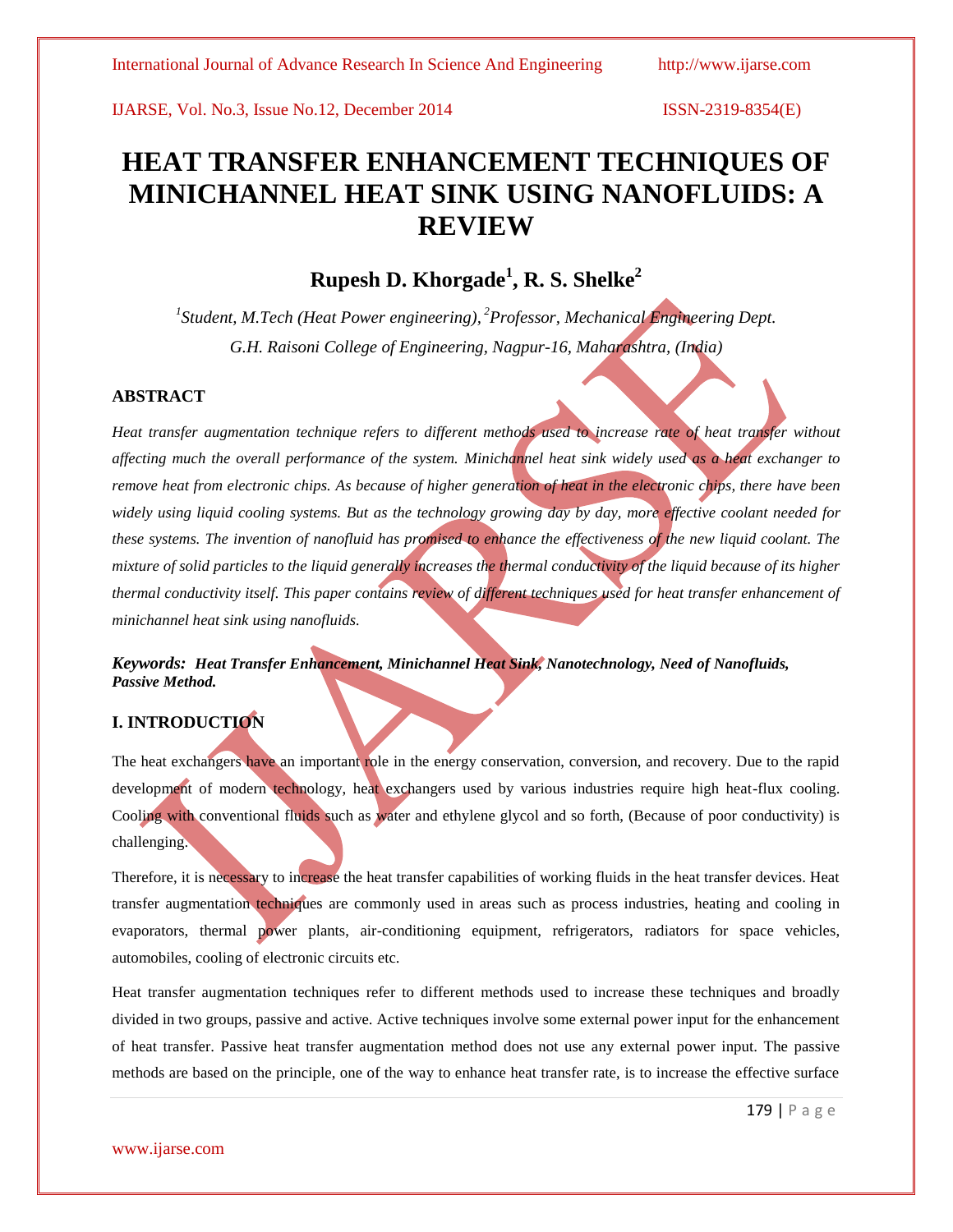# HEAT TRANSFER ENHANCEMENT TECHNIQUES OF MINICHANNEL HEAT SINK USING NANOFLUIDS: A REVIEW

## Rupesh D. Khorgade[1], R. S. Shelke[2]

*[1]Student, M.Tech (Heat Power engineering), [2]Professor, Mechanical Engineering Dept.*
*G.H. Raisoni College of Engineering, Nagpur-16, Maharashtra, (India)*

### ABSTRACT

*Heat transfer augmentation technique refers to different methods used to increase rate of heat transfer without affecting much the overall performance of the system. Minichannel heat sink widely used as a heat exchanger to remove heat from electronic chips. As because of higher generation of heat in the electronic chips, there have been widely using liquid cooling systems. But as the technology growing day by day, more effective coolant needed for these systems. The invention of nanofluid has promised to enhance the effectiveness of the new liquid coolant. The mixture of solid particles to the liquid generally increases the thermal conductivity of the liquid because of its higher thermal conductivity itself. This paper contains review of different techniques used for heat transfer enhancement of minichannel heat sink using nanofluids.*

***Keywords: Heat Transfer Enhancement, Minichannel Heat Sink, Nanotechnology, Need of Nanofluids, Passive Method.***

### I. INTRODUCTION

The heat exchangers have an important role in the energy conservation, conversion, and recovery. Due to the rapid development of modern technology, heat exchangers used by various industries require high heat-flux cooling. Cooling with conventional fluids such as water and ethylene glycol and so forth, (Because of poor conductivity) is challenging.

Therefore, it is necessary to increase the heat transfer capabilities of working fluids in the heat transfer devices. Heat transfer augmentation techniques are commonly used in areas such as process industries, heating and cooling in evaporators, thermal power plants, air-conditioning equipment, refrigerators, radiators for space vehicles, automobiles, cooling of electronic circuits etc.

Heat transfer augmentation techniques refer to different methods used to increase these techniques and broadly divided in two groups, passive and active. Active techniques involve some external power input for the enhancement of heat transfer. Passive heat transfer augmentation method does not use any external power input. The passive methods are based on the principle, one of the way to enhance heat transfer rate, is to increase the effective surface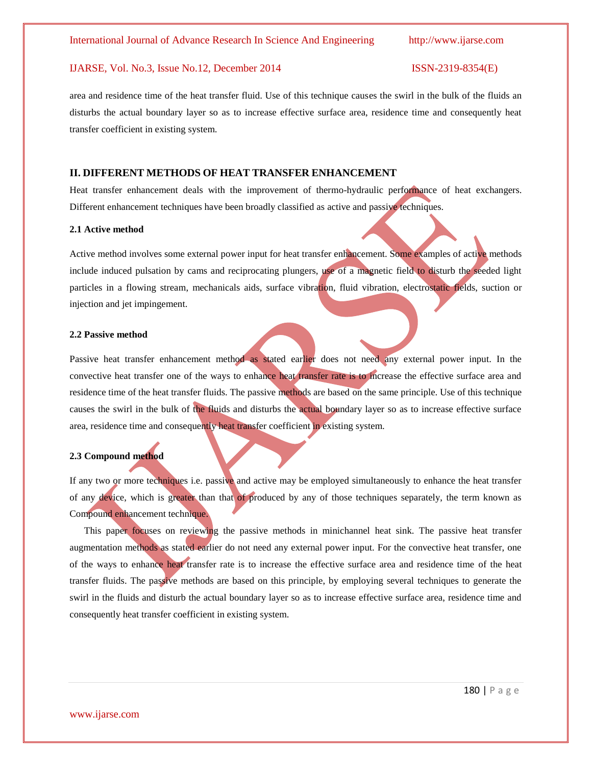area and residence time of the heat transfer fluid. Use of this technique causes the swirl in the bulk of the fluids an disturbs the actual boundary layer so as to increase effective surface area, residence time and consequently heat transfer coefficient in existing system.

## II. DIFFERENT METHODS OF HEAT TRANSFER ENHANCEMENT

Heat transfer enhancement deals with the improvement of thermo-hydraulic performance of heat exchangers. Different enhancement techniques have been broadly classified as active and passive techniques.

### 2.1 Active method

Active method involves some external power input for heat transfer enhancement. Some examples of active methods include induced pulsation by cams and reciprocating plungers, use of a magnetic field to disturb the seeded light particles in a flowing stream, mechanicals aids, surface vibration, fluid vibration, electrostatic fields, suction or injection and jet impingement.

### 2.2 Passive method

Passive heat transfer enhancement method as stated earlier does not need any external power input. In the convective heat transfer one of the ways to enhance heat transfer rate is to increase the effective surface area and residence time of the heat transfer fluids. The passive methods are based on the same principle. Use of this technique causes the swirl in the bulk of the fluids and disturbs the actual boundary layer so as to increase effective surface area, residence time and consequently heat transfer coefficient in existing system.

### 2.3 Compound method

If any two or more techniques i.e. passive and active may be employed simultaneously to enhance the heat transfer of any device, which is greater than that of produced by any of those techniques separately, the term known as Compound enhancement technique.

This paper focuses on reviewing the passive methods in minichannel heat sink. The passive heat transfer augmentation methods as stated earlier do not need any external power input. For the convective heat transfer, one of the ways to enhance heat transfer rate is to increase the effective surface area and residence time of the heat transfer fluids. The passive methods are based on this principle, by employing several techniques to generate the swirl in the fluids and disturb the actual boundary layer so as to increase effective surface area, residence time and consequently heat transfer coefficient in existing system.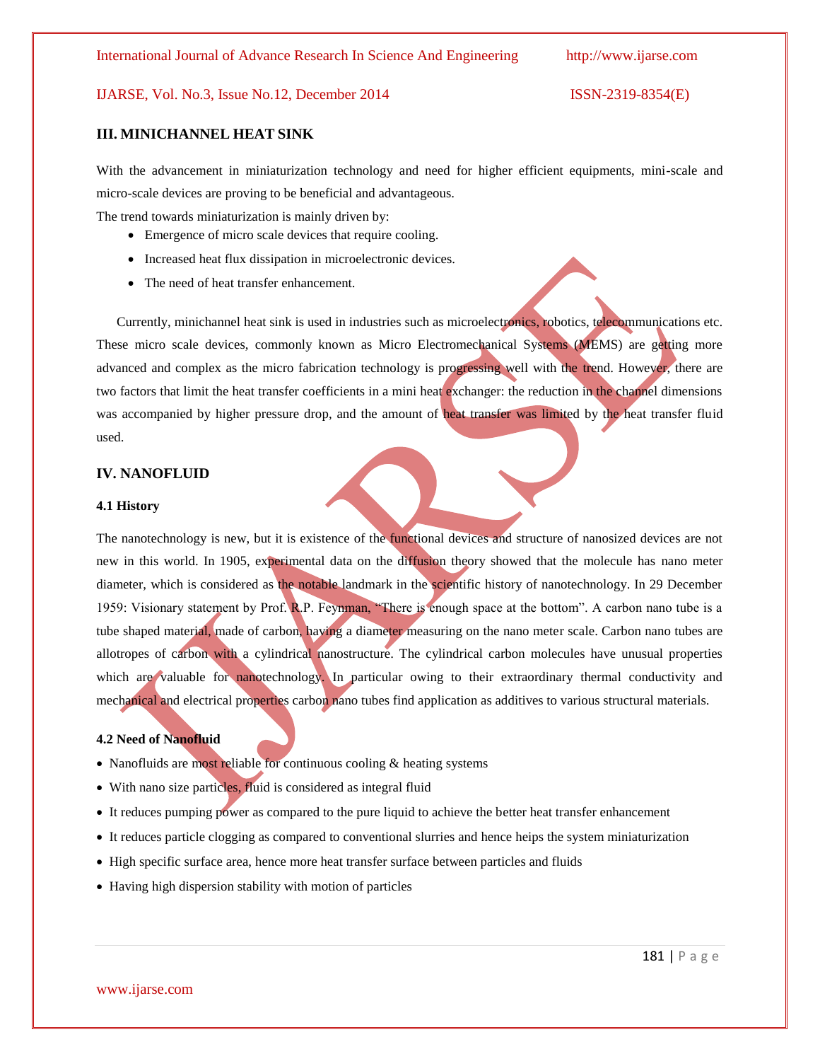## III. MINICHANNEL HEAT SINK

With the advancement in miniaturization technology and need for higher efficient equipments, mini-scale and micro-scale devices are proving to be beneficial and advantageous.

The trend towards miniaturization is mainly driven by:

- Emergence of micro scale devices that require cooling.
- Increased heat flux dissipation in microelectronic devices.
- The need of heat transfer enhancement.

Currently, minichannel heat sink is used in industries such as microelectronics, robotics, telecommunications etc. These micro scale devices, commonly known as Micro Electromechanical Systems (MEMS) are getting more advanced and complex as the micro fabrication technology is progressing well with the trend. However, there are two factors that limit the heat transfer coefficients in a mini heat exchanger: the reduction in the channel dimensions was accompanied by higher pressure drop, and the amount of heat transfer was limited by the heat transfer fluid used.

## IV. NANOFLUID

### 4.1 History

The nanotechnology is new, but it is existence of the functional devices and structure of nanosized devices are not new in this world. In 1905, experimental data on the diffusion theory showed that the molecule has nano meter diameter, which is considered as the notable landmark in the scientific history of nanotechnology. In 29 December 1959: Visionary statement by Prof. R.P. Feynman, "There is enough space at the bottom". A carbon nano tube is a tube shaped material, made of carbon, having a diameter measuring on the nano meter scale. Carbon nano tubes are allotropes of carbon with a cylindrical nanostructure. The cylindrical carbon molecules have unusual properties which are valuable for nanotechnology. In particular owing to their extraordinary thermal conductivity and mechanical and electrical properties carbon nano tubes find application as additives to various structural materials.

### 4.2 Need of Nanofluid

- Nanofluids are most reliable for continuous cooling & heating systems
- With nano size particles, fluid is considered as integral fluid
- It reduces pumping power as compared to the pure liquid to achieve the better heat transfer enhancement
- It reduces particle clogging as compared to conventional slurries and hence heips the system miniaturization
- High specific surface area, hence more heat transfer surface between particles and fluids
- Having high dispersion stability with motion of particles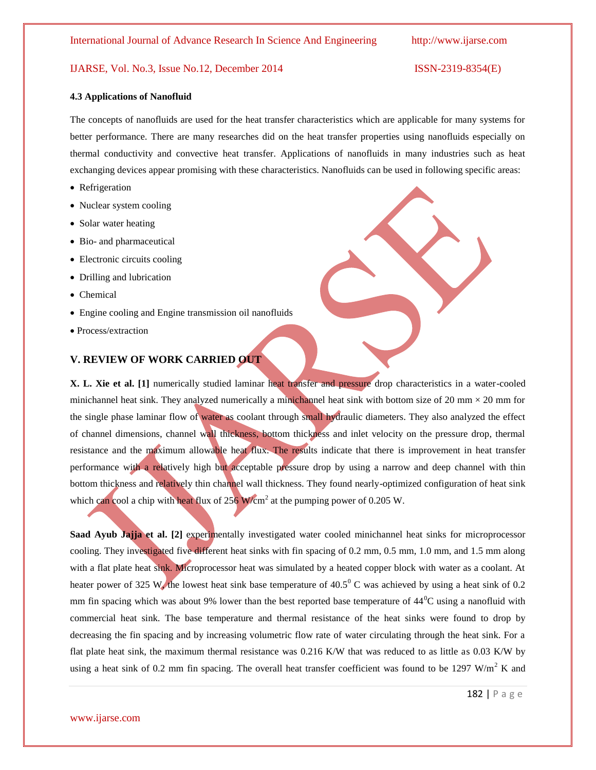### 4.3 Applications of Nanofluid

The concepts of nanofluids are used for the heat transfer characteristics which are applicable for many systems for better performance. There are many researches did on the heat transfer properties using nanofluids especially on thermal conductivity and convective heat transfer. Applications of nanofluids in many industries such as heat exchanging devices appear promising with these characteristics. Nanofluids can be used in following specific areas:

- Refrigeration
- Nuclear system cooling
- Solar water heating
- Bio- and pharmaceutical
- Electronic circuits cooling
- Drilling and lubrication
- Chemical
- Engine cooling and Engine transmission oil nanofluids
- Process/extraction

## V. REVIEW OF WORK CARRIED OUT

**X. L. Xie et al. [1]** numerically studied laminar heat transfer and pressure drop characteristics in a water-cooled minichannel heat sink. They analyzed numerically a minichannel heat sink with bottom size of 20 mm × 20 mm for the single phase laminar flow of water as coolant through small hydraulic diameters. They also analyzed the effect of channel dimensions, channel wall thickness, bottom thickness and inlet velocity on the pressure drop, thermal resistance and the maximum allowable heat flux. The results indicate that there is improvement in heat transfer performance with a relatively high but acceptable pressure drop by using a narrow and deep channel with thin bottom thickness and relatively thin channel wall thickness. They found nearly-optimized configuration of heat sink which can cool a chip with heat flux of 256 $W/cm^2$ at the pumping power of 0.205 W.

**Saad Ayub Jajja et al. [2]** experimentally investigated water cooled minichannel heat sinks for microprocessor cooling. They investigated five different heat sinks with fin spacing of 0.2 mm, 0.5 mm, 1.0 mm, and 1.5 mm along with a flat plate heat sink. Microprocessor heat was simulated by a heated copper block with water as a coolant. At heater power of 325 W, the lowest heat sink base temperature of $40.5^0$ C was achieved by using a heat sink of 0.2 mm fin spacing which was about 9% lower than the best reported base temperature of $44^0$C using a nanofluid with commercial heat sink. The base temperature and thermal resistance of the heat sinks were found to drop by decreasing the fin spacing and by increasing volumetric flow rate of water circulating through the heat sink. For a flat plate heat sink, the maximum thermal resistance was 0.216 K/W that was reduced to as little as 0.03 K/W by using a heat sink of 0.2 mm fin spacing. The overall heat transfer coefficient was found to be 1297 $W/m^2$ K and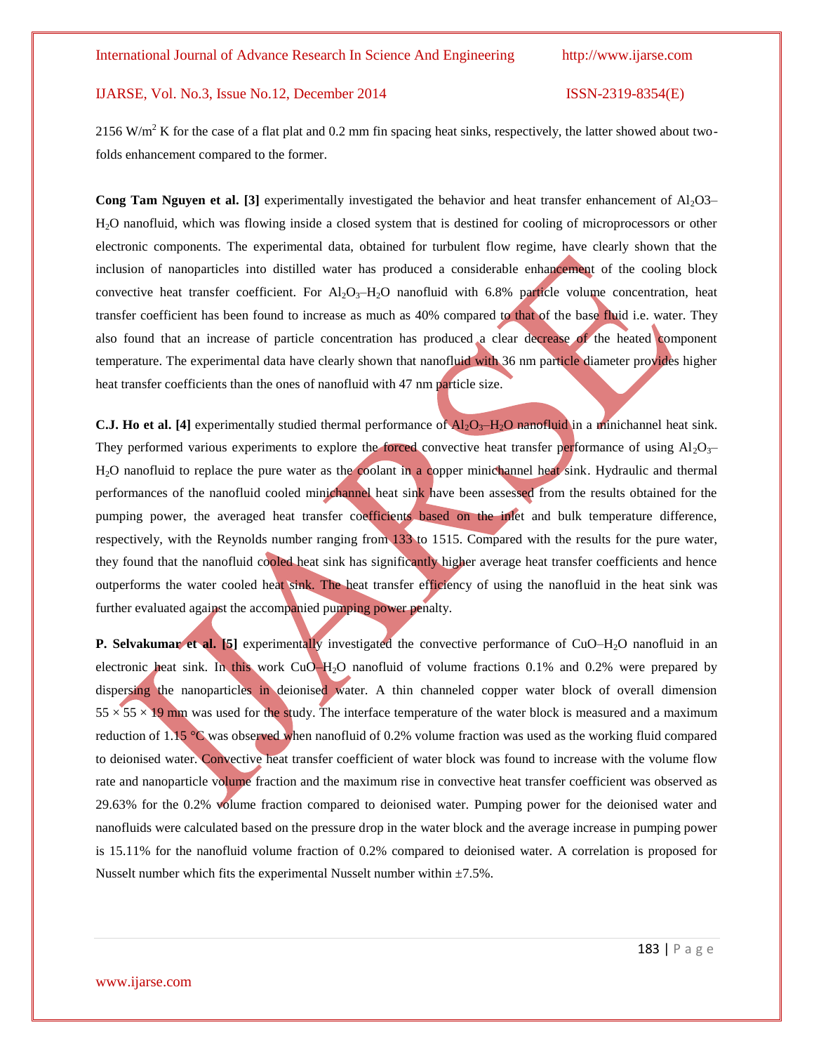2156 $W/m^2$ K for the case of a flat plat and 0.2 mm fin spacing heat sinks, respectively, the latter showed about two-folds enhancement compared to the former.

**Cong Tam Nguyen et al. [3]** experimentally investigated the behavior and heat transfer enhancement of $Al_2O3$–$H_2O$ nanofluid, which was flowing inside a closed system that is destined for cooling of microprocessors or other electronic components. The experimental data, obtained for turbulent flow regime, have clearly shown that the inclusion of nanoparticles into distilled water has produced a considerable enhancement of the cooling block convective heat transfer coefficient. For $Al_2O_3$–$H_2O$ nanofluid with 6.8% particle volume concentration, heat transfer coefficient has been found to increase as much as 40% compared to that of the base fluid i.e. water. They also found that an increase of particle concentration has produced a clear decrease of the heated component temperature. The experimental data have clearly shown that nanofluid with 36 nm particle diameter provides higher heat transfer coefficients than the ones of nanofluid with 47 nm particle size.

**C.J. Ho et al. [4]** experimentally studied thermal performance of $Al_2O_3$–$H_2O$ nanofluid in a minichannel heat sink. They performed various experiments to explore the forced convective heat transfer performance of using $Al_2O_3$–$H_2O$ nanofluid to replace the pure water as the coolant in a copper minichannel heat sink. Hydraulic and thermal performances of the nanofluid cooled minichannel heat sink have been assessed from the results obtained for the pumping power, the averaged heat transfer coefficients based on the inlet and bulk temperature difference, respectively, with the Reynolds number ranging from 133 to 1515. Compared with the results for the pure water, they found that the nanofluid cooled heat sink has significantly higher average heat transfer coefficients and hence outperforms the water cooled heat sink. The heat transfer efficiency of using the nanofluid in the heat sink was further evaluated against the accompanied pumping power penalty.

**P. Selvakumar et al. [5]** experimentally investigated the convective performance of CuO–$H_2O$ nanofluid in an electronic heat sink. In this work CuO–$H_2O$ nanofluid of volume fractions 0.1% and 0.2% were prepared by dispersing the nanoparticles in deionised water. A thin channeled copper water block of overall dimension 55 × 55 × 19 mm was used for the study. The interface temperature of the water block is measured and a maximum reduction of 1.15 °C was observed when nanofluid of 0.2% volume fraction was used as the working fluid compared to deionised water. Convective heat transfer coefficient of water block was found to increase with the volume flow rate and nanoparticle volume fraction and the maximum rise in convective heat transfer coefficient was observed as 29.63% for the 0.2% volume fraction compared to deionised water. Pumping power for the deionised water and nanofluids were calculated based on the pressure drop in the water block and the average increase in pumping power is 15.11% for the nanofluid volume fraction of 0.2% compared to deionised water. A correlation is proposed for Nusselt number which fits the experimental Nusselt number within ±7.5%.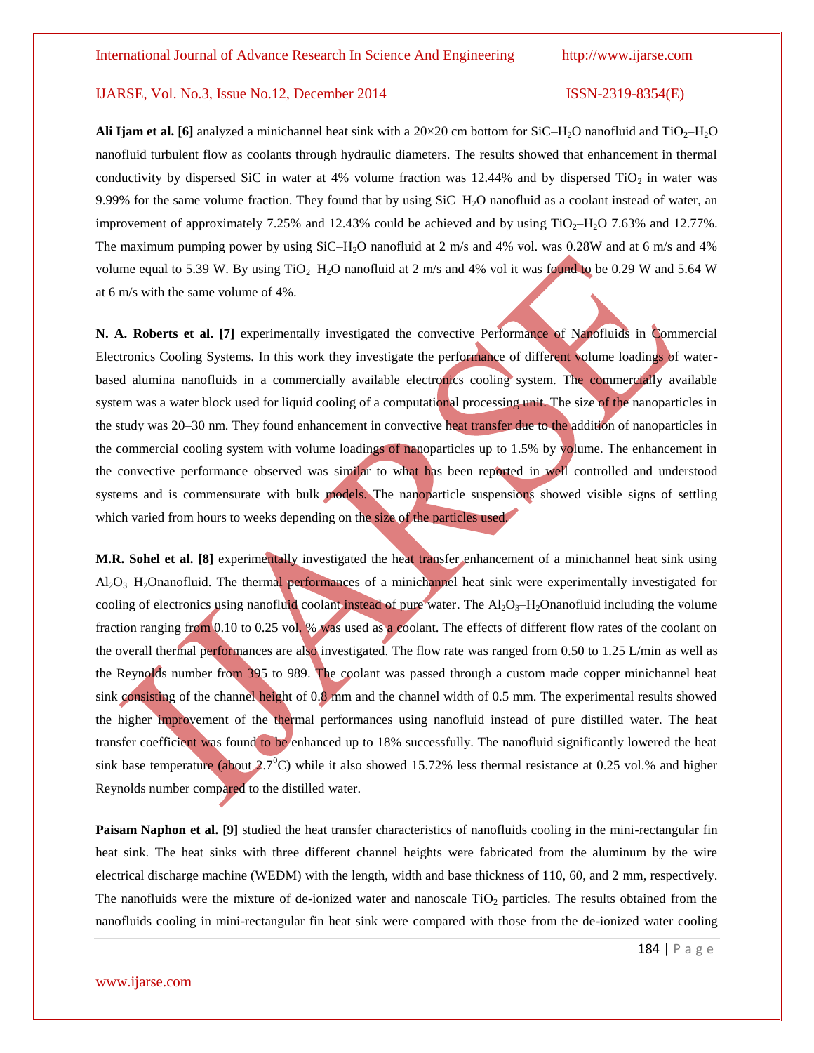**Ali Ijam et al. [6]** analyzed a minichannel heat sink with a 20×20 cm bottom for SiC–$H_2O$ nanofluid and $TiO_2$–$H_2O$ nanofluid turbulent flow as coolants through hydraulic diameters. The results showed that enhancement in thermal conductivity by dispersed SiC in water at 4% volume fraction was 12.44% and by dispersed $TiO_2$ in water was 9.99% for the same volume fraction. They found that by using SiC–$H_2O$ nanofluid as a coolant instead of water, an improvement of approximately 7.25% and 12.43% could be achieved and by using $TiO_2$–$H_2O$ 7.63% and 12.77%. The maximum pumping power by using SiC–$H_2O$ nanofluid at 2 m/s and 4% vol. was 0.28W and at 6 m/s and 4% volume equal to 5.39 W. By using $TiO_2$–$H_2O$ nanofluid at 2 m/s and 4% vol it was found to be 0.29 W and 5.64 W at 6 m/s with the same volume of 4%.

**N. A. Roberts et al. [7]** experimentally investigated the convective Performance of Nanofluids in Commercial Electronics Cooling Systems. In this work they investigate the performance of different volume loadings of water-based alumina nanofluids in a commercially available electronics cooling system. The commercially available system was a water block used for liquid cooling of a computational processing unit. The size of the nanoparticles in the study was 20–30 nm. They found enhancement in convective heat transfer due to the addition of nanoparticles in the commercial cooling system with volume loadings of nanoparticles up to 1.5% by volume. The enhancement in the convective performance observed was similar to what has been reported in well controlled and understood systems and is commensurate with bulk models. The nanoparticle suspensions showed visible signs of settling which varied from hours to weeks depending on the size of the particles used.

**M.R. Sohel et al. [8]** experimentally investigated the heat transfer enhancement of a minichannel heat sink using $Al_2O_3$–$H_2O$nanofluid. The thermal performances of a minichannel heat sink were experimentally investigated for cooling of electronics using nanofluid coolant instead of pure water. The $Al_2O_3$–$H_2O$nanofluid including the volume fraction ranging from 0.10 to 0.25 vol. % was used as a coolant. The effects of different flow rates of the coolant on the overall thermal performances are also investigated. The flow rate was ranged from 0.50 to 1.25 L/min as well as the Reynolds number from 395 to 989. The coolant was passed through a custom made copper minichannel heat sink consisting of the channel height of 0.8 mm and the channel width of 0.5 mm. The experimental results showed the higher improvement of the thermal performances using nanofluid instead of pure distilled water. The heat transfer coefficient was found to be enhanced up to 18% successfully. The nanofluid significantly lowered the heat sink base temperature (about $2.7^0$C) while it also showed 15.72% less thermal resistance at 0.25 vol.% and higher Reynolds number compared to the distilled water.

**Paisam Naphon et al. [9]** studied the heat transfer characteristics of nanofluids cooling in the mini-rectangular fin heat sink. The heat sinks with three different channel heights were fabricated from the aluminum by the wire electrical discharge machine (WEDM) with the length, width and base thickness of 110, 60, and 2 mm, respectively. The nanofluids were the mixture of de-ionized water and nanoscale $TiO_2$ particles. The results obtained from the nanofluids cooling in mini-rectangular fin heat sink were compared with those from the de-ionized water cooling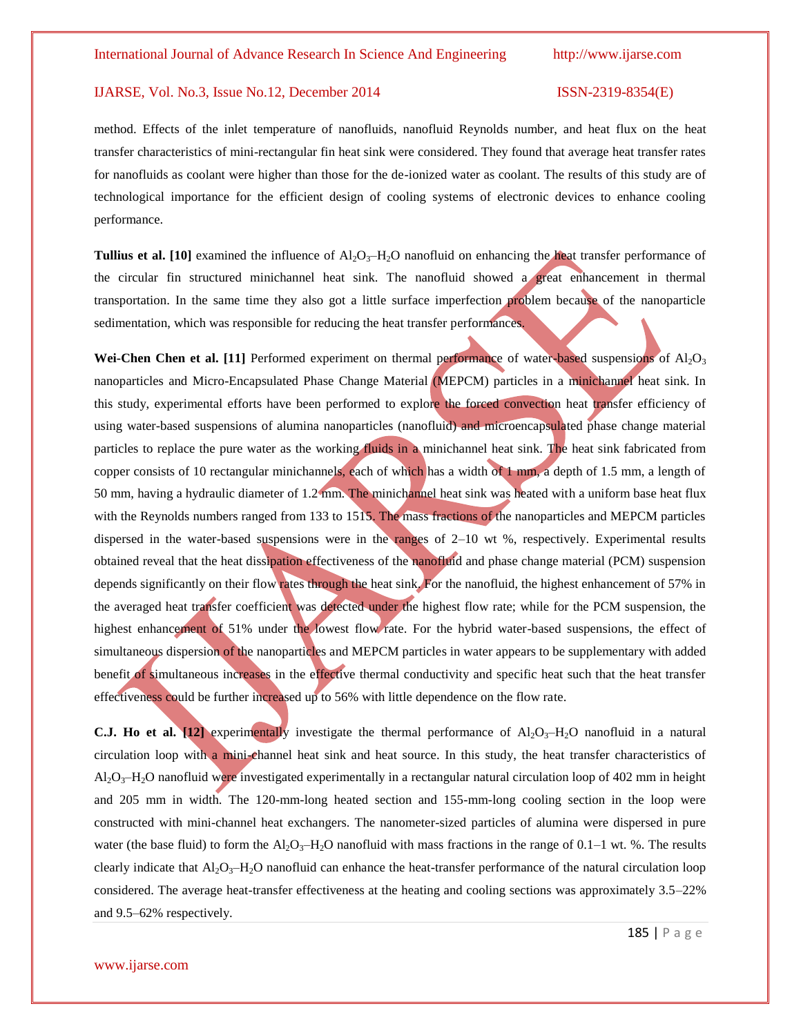method. Effects of the inlet temperature of nanofluids, nanofluid Reynolds number, and heat flux on the heat transfer characteristics of mini-rectangular fin heat sink were considered. They found that average heat transfer rates for nanofluids as coolant were higher than those for the de-ionized water as coolant. The results of this study are of technological importance for the efficient design of cooling systems of electronic devices to enhance cooling performance.

**Tullius et al. [10]** examined the influence of $Al_2O_3$–$H_2O$ nanofluid on enhancing the heat transfer performance of the circular fin structured minichannel heat sink. The nanofluid showed a great enhancement in thermal transportation. In the same time they also got a little surface imperfection problem because of the nanoparticle sedimentation, which was responsible for reducing the heat transfer performances.

**Wei-Chen Chen et al. [11]** Performed experiment on thermal performance of water-based suspensions of $Al_2O_3$ nanoparticles and Micro-Encapsulated Phase Change Material (MEPCM) particles in a minichannel heat sink. In this study, experimental efforts have been performed to explore the forced convection heat transfer efficiency of using water-based suspensions of alumina nanoparticles (nanofluid) and microencapsulated phase change material particles to replace the pure water as the working fluids in a minichannel heat sink. The heat sink fabricated from copper consists of 10 rectangular minichannels, each of which has a width of 1 mm, a depth of 1.5 mm, a length of 50 mm, having a hydraulic diameter of 1.2 mm. The minichannel heat sink was heated with a uniform base heat flux with the Reynolds numbers ranged from 133 to 1515. The mass fractions of the nanoparticles and MEPCM particles dispersed in the water-based suspensions were in the ranges of 2–10 wt %, respectively. Experimental results obtained reveal that the heat dissipation effectiveness of the nanofluid and phase change material (PCM) suspension depends significantly on their flow rates through the heat sink. For the nanofluid, the highest enhancement of 57% in the averaged heat transfer coefficient was detected under the highest flow rate; while for the PCM suspension, the highest enhancement of 51% under the lowest flow rate. For the hybrid water-based suspensions, the effect of simultaneous dispersion of the nanoparticles and MEPCM particles in water appears to be supplementary with added benefit of simultaneous increases in the effective thermal conductivity and specific heat such that the heat transfer effectiveness could be further increased up to 56% with little dependence on the flow rate.

**C.J. Ho et al. [12]** experimentally investigate the thermal performance of $Al_2O_3$–$H_2O$ nanofluid in a natural circulation loop with a mini-channel heat sink and heat source. In this study, the heat transfer characteristics of $Al_2O_3$–$H_2O$ nanofluid were investigated experimentally in a rectangular natural circulation loop of 402 mm in height and 205 mm in width. The 120-mm-long heated section and 155-mm-long cooling section in the loop were constructed with mini-channel heat exchangers. The nanometer-sized particles of alumina were dispersed in pure water (the base fluid) to form the $Al_2O_3$–$H_2O$ nanofluid with mass fractions in the range of 0.1–1 wt. %. The results clearly indicate that $Al_2O_3$–$H_2O$ nanofluid can enhance the heat-transfer performance of the natural circulation loop considered. The average heat-transfer effectiveness at the heating and cooling sections was approximately 3.5–22% and 9.5–62% respectively.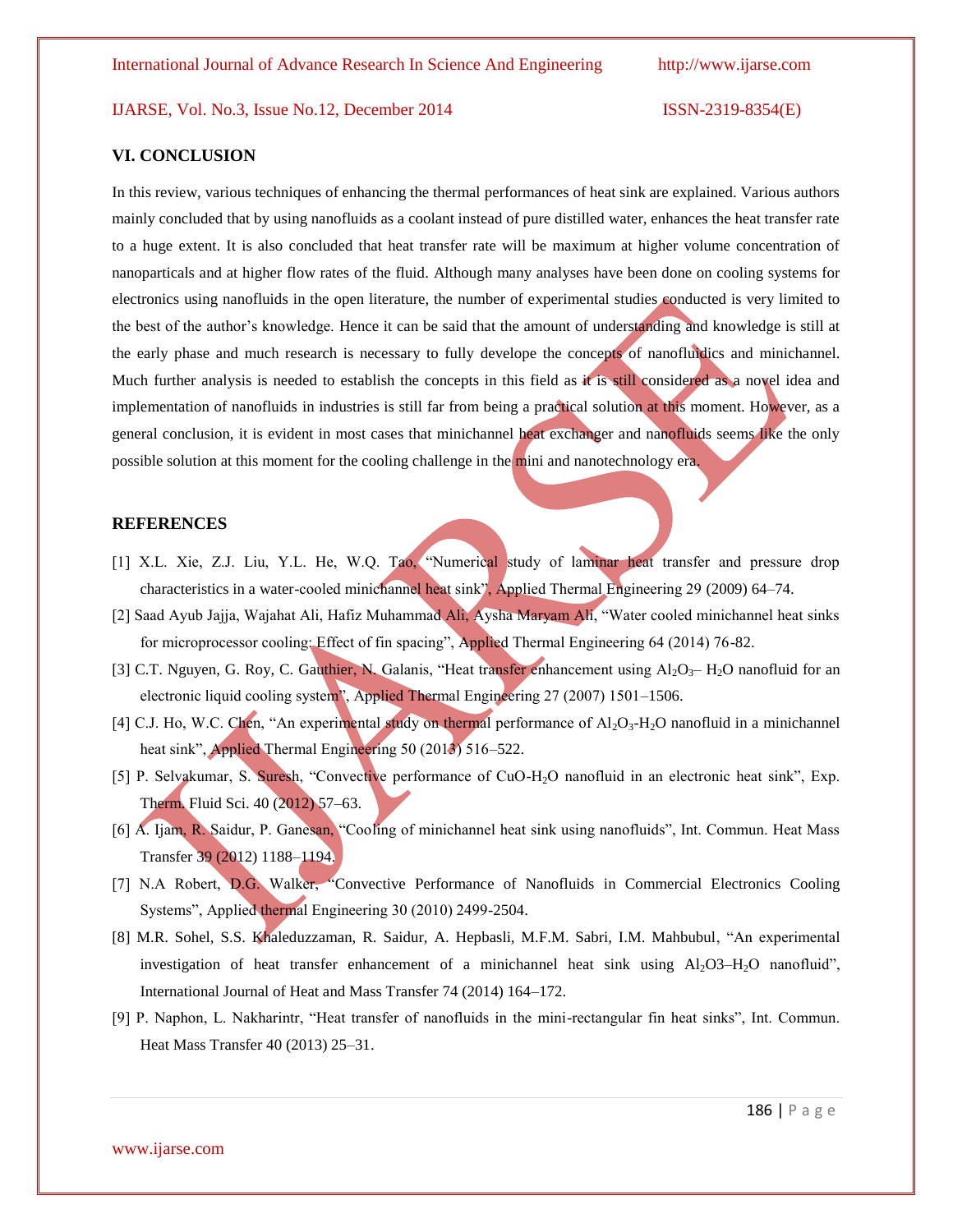## VI. CONCLUSION

In this review, various techniques of enhancing the thermal performances of heat sink are explained. Various authors mainly concluded that by using nanofluids as a coolant instead of pure distilled water, enhances the heat transfer rate to a huge extent. It is also concluded that heat transfer rate will be maximum at higher volume concentration of nanoparticals and at higher flow rates of the fluid. Although many analyses have been done on cooling systems for electronics using nanofluids in the open literature, the number of experimental studies conducted is very limited to the best of the author's knowledge. Hence it can be said that the amount of understanding and knowledge is still at the early phase and much research is necessary to fully develope the concepts of nanofluidics and minichannel. Much further analysis is needed to establish the concepts in this field as it is still considered as a novel idea and implementation of nanofluids in industries is still far from being a practical solution at this moment. However, as a general conclusion, it is evident in most cases that minichannel heat exchanger and nanofluids seems like the only possible solution at this moment for the cooling challenge in the mini and nanotechnology era.

## REFERENCES

[1] X.L. Xie, Z.J. Liu, Y.L. He, W.Q. Tao, "Numerical study of laminar heat transfer and pressure drop characteristics in a water-cooled minichannel heat sink", Applied Thermal Engineering 29 (2009) 64–74.

[2] Saad Ayub Jajja, Wajahat Ali, Hafiz Muhammad Ali, Aysha Maryam Ali, "Water cooled minichannel heat sinks for microprocessor cooling: Effect of fin spacing", Applied Thermal Engineering 64 (2014) 76-82.

[3] C.T. Nguyen, G. Roy, C. Gauthier, N. Galanis, "Heat transfer enhancement using $Al_2O_3$– $H_2O$ nanofluid for an electronic liquid cooling system", Applied Thermal Engineering 27 (2007) 1501–1506.

[4] C.J. Ho, W.C. Chen, "An experimental study on thermal performance of $Al_2O_3$-$H_2O$ nanofluid in a minichannel heat sink", Applied Thermal Engineering 50 (2013) 516–522.

[5] P. Selvakumar, S. Suresh, "Convective performance of CuO-$H_2O$ nanofluid in an electronic heat sink", Exp. Therm. Fluid Sci. 40 (2012) 57–63.

[6] A. Ijam, R. Saidur, P. Ganesan, "Cooling of minichannel heat sink using nanofluids", Int. Commun. Heat Mass Transfer 39 (2012) 1188–1194.

[7] N.A Robert, D.G. Walker, "Convective Performance of Nanofluids in Commercial Electronics Cooling Systems", Applied thermal Engineering 30 (2010) 2499-2504.

[8] M.R. Sohel, S.S. Khaleduzzaman, R. Saidur, A. Hepbasli, M.F.M. Sabri, I.M. Mahbubul, "An experimental investigation of heat transfer enhancement of a minichannel heat sink using $Al_2O3$–$H_2O$ nanofluid", International Journal of Heat and Mass Transfer 74 (2014) 164–172.

[9] P. Naphon, L. Nakharintr, "Heat transfer of nanofluids in the mini-rectangular fin heat sinks", Int. Commun. Heat Mass Transfer 40 (2013) 25–31.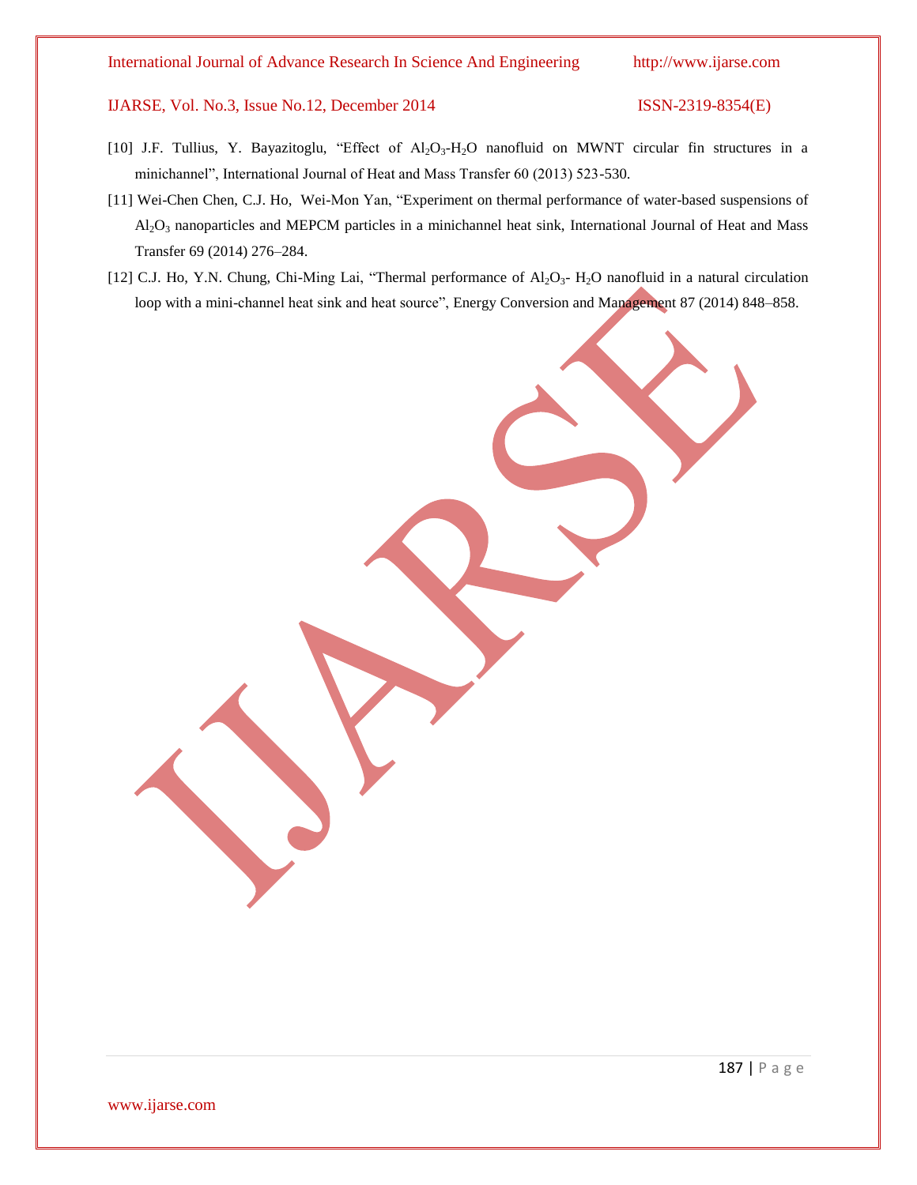[10] J.F. Tullius, Y. Bayazitoglu, "Effect of $Al_2O_3$-$H_2O$ nanofluid on MWNT circular fin structures in a minichannel", International Journal of Heat and Mass Transfer 60 (2013) 523-530.

[11] Wei-Chen Chen, C.J. Ho, Wei-Mon Yan, "Experiment on thermal performance of water-based suspensions of $Al_2O_3$ nanoparticles and MEPCM particles in a minichannel heat sink, International Journal of Heat and Mass Transfer 69 (2014) 276–284.

[12] C.J. Ho, Y.N. Chung, Chi-Ming Lai, "Thermal performance of $Al_2O_3$- $H_2O$ nanofluid in a natural circulation loop with a mini-channel heat sink and heat source", Energy Conversion and Management 87 (2014) 848–858.